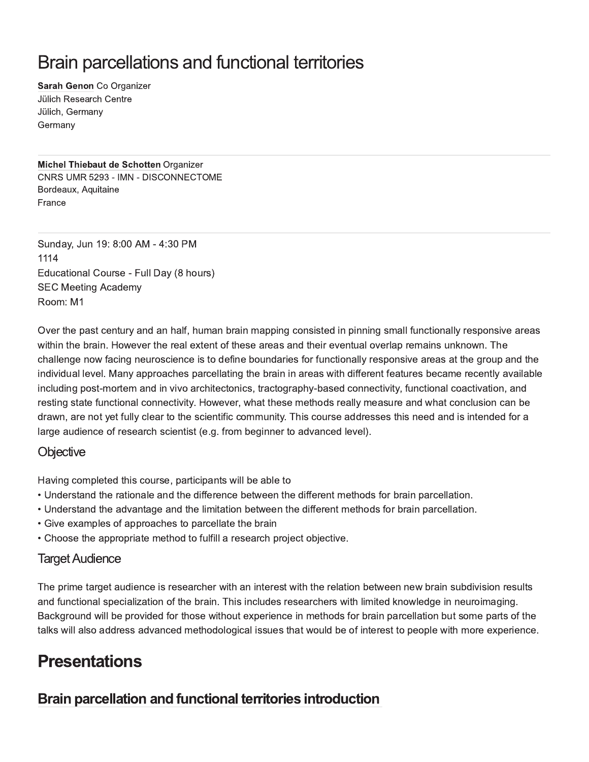# Brain parcellations and functional territories

**Sarah Genon** Co Organizer
Jülich Research Centre
Jülich, Germany
Germany

---

**Michel Thiebaut de Schotten** Organizer
CNRS UMR 5293 - IMN - DISCONNECTOME
Bordeaux, Aquitaine
France

---

Sunday, Jun 19: 8:00 AM - 4:30 PM
1114
Educational Course - Full Day (8 hours)
SEC Meeting Academy
Room: M1

Over the past century and an half, human brain mapping consisted in pinning small functionally responsive areas within the brain. However the real extent of these areas and their eventual overlap remains unknown. The challenge now facing neuroscience is to define boundaries for functionally responsive areas at the group and the individual level. Many approaches parcellating the brain in areas with different features became recently available including post-mortem and in vivo architectonics, tractography-based connectivity, functional coactivation, and resting state functional connectivity. However, what these methods really measure and what conclusion can be drawn, are not yet fully clear to the scientific community. This course addresses this need and is intended for a large audience of research scientist (e.g. from beginner to advanced level).

## Objective

Having completed this course, participants will be able to
- Understand the rationale and the difference between the different methods for brain parcellation.
- Understand the advantage and the limitation between the different methods for brain parcellation.
- Give examples of approaches to parcellate the brain
- Choose the appropriate method to fulfill a research project objective.

## Target Audience

The prime target audience is researcher with an interest with the relation between new brain subdivision results and functional specialization of the brain. This includes researchers with limited knowledge in neuroimaging. Background will be provided for those without experience in methods for brain parcellation but some parts of the talks will also address advanced methodological issues that would be of interest to people with more experience.

# Presentations

## Brain parcellation and functional territories introduction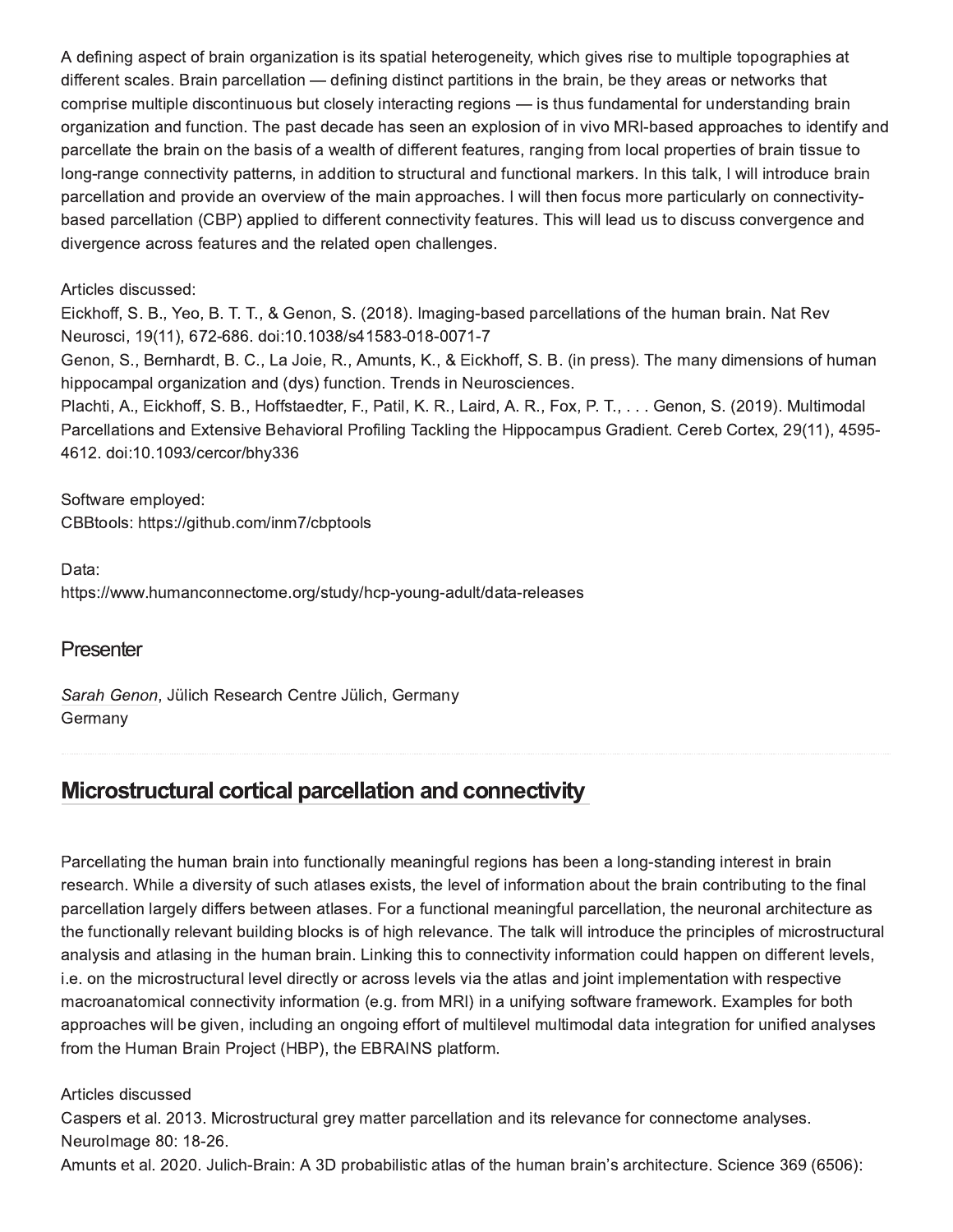A defining aspect of brain organization is its spatial heterogeneity, which gives rise to multiple topographies at different scales. Brain parcellation — defining distinct partitions in the brain, be they areas or networks that comprise multiple discontinuous but closely interacting regions — is thus fundamental for understanding brain organization and function. The past decade has seen an explosion of in vivo MRI-based approaches to identify and parcellate the brain on the basis of a wealth of different features, ranging from local properties of brain tissue to long-range connectivity patterns, in addition to structural and functional markers. In this talk, I will introduce brain parcellation and provide an overview of the main approaches. I will then focus more particularly on connectivity-based parcellation (CBP) applied to different connectivity features. This will lead us to discuss convergence and divergence across features and the related open challenges.

Articles discussed:
Eickhoff, S. B., Yeo, B. T. T., & Genon, S. (2018). Imaging-based parcellations of the human brain. Nat Rev Neurosci, 19(11), 672-686. doi:10.1038/s41583-018-0071-7
Genon, S., Bernhardt, B. C., La Joie, R., Amunts, K., & Eickhoff, S. B. (in press). The many dimensions of human hippocampal organization and (dys) function. Trends in Neurosciences.
Plachti, A., Eickhoff, S. B., Hoffstaedter, F., Patil, K. R., Laird, A. R., Fox, P. T., . . . Genon, S. (2019). Multimodal Parcellations and Extensive Behavioral Profiling Tackling the Hippocampus Gradient. Cereb Cortex, 29(11), 4595-4612. doi:10.1093/cercor/bhy336

Software employed:
CBBtools: https://github.com/inm7/cbptools

Data:
https://www.humanconnectome.org/study/hcp-young-adult/data-releases

## Presenter

*Sarah Genon*, Jülich Research Centre Jülich, Germany
Germany

## Microstructural cortical parcellation and connectivity

Parcellating the human brain into functionally meaningful regions has been a long-standing interest in brain research. While a diversity of such atlases exists, the level of information about the brain contributing to the final parcellation largely differs between atlases. For a functional meaningful parcellation, the neuronal architecture as the functionally relevant building blocks is of high relevance. The talk will introduce the principles of microstructural analysis and atlasing in the human brain. Linking this to connectivity information could happen on different levels, i.e. on the microstructural level directly or across levels via the atlas and joint implementation with respective macroanatomical connectivity information (e.g. from MRI) in a unifying software framework. Examples for both approaches will be given, including an ongoing effort of multilevel multimodal data integration for unified analyses from the Human Brain Project (HBP), the EBRAINS platform.

Articles discussed
Caspers et al. 2013. Microstructural grey matter parcellation and its relevance for connectome analyses. NeuroImage 80: 18-26.
Amunts et al. 2020. Julich-Brain: A 3D probabilistic atlas of the human brain's architecture. Science 369 (6506):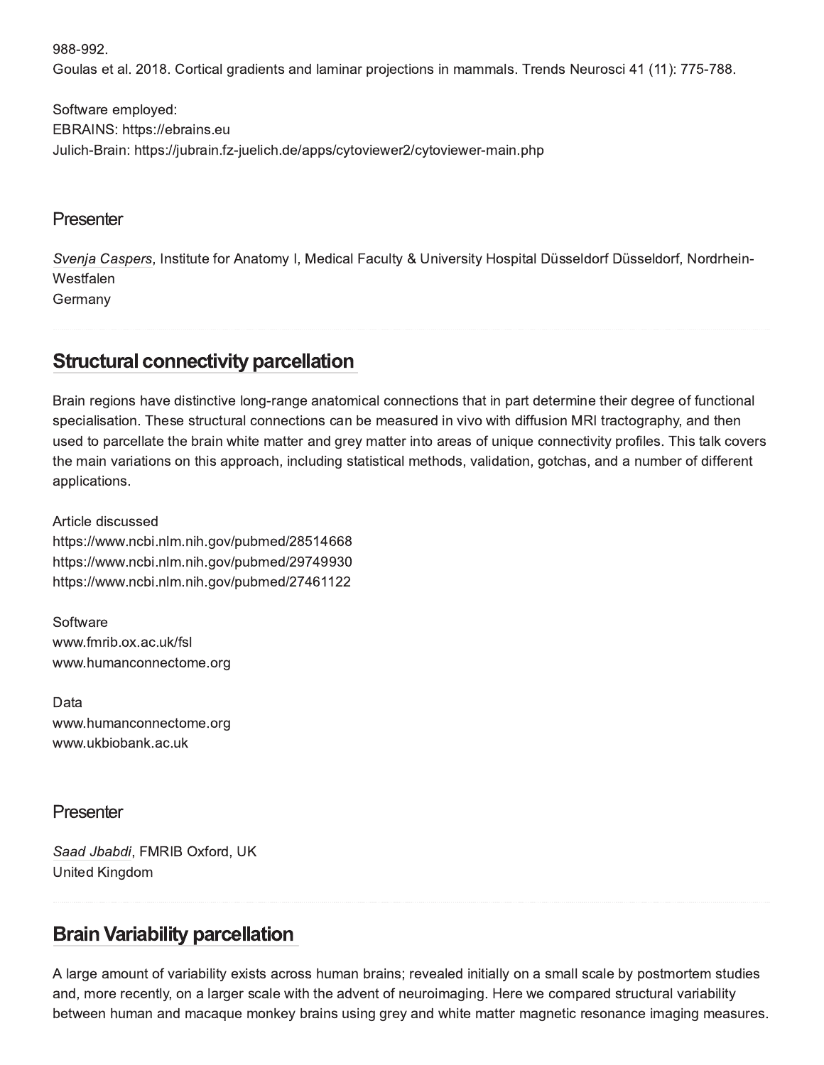988-992.
Goulas et al. 2018. Cortical gradients and laminar projections in mammals. Trends Neurosci 41 (11): 775-788.

Software employed:
EBRAINS: https://ebrains.eu
Julich-Brain: https://jubrain.fz-juelich.de/apps/cytoviewer2/cytoviewer-main.php

### Presenter

*Svenja Caspers*, Institute for Anatomy I, Medical Faculty & University Hospital Düsseldorf Düsseldorf, Nordrhein-Westfalen
Germany

## Structural connectivity parcellation

Brain regions have distinctive long-range anatomical connections that in part determine their degree of functional specialisation. These structural connections can be measured in vivo with diffusion MRI tractography, and then used to parcellate the brain white matter and grey matter into areas of unique connectivity profiles. This talk covers the main variations on this approach, including statistical methods, validation, gotchas, and a number of different applications.

Article discussed
https://www.ncbi.nlm.nih.gov/pubmed/28514668
https://www.ncbi.nlm.nih.gov/pubmed/29749930
https://www.ncbi.nlm.nih.gov/pubmed/27461122

Software
www.fmrib.ox.ac.uk/fsl
www.humanconnectome.org

Data
www.humanconnectome.org
www.ukbiobank.ac.uk

### Presenter

*Saad Jbabdi*, FMRIB Oxford, UK
United Kingdom

## Brain Variability parcellation

A large amount of variability exists across human brains; revealed initially on a small scale by postmortem studies and, more recently, on a larger scale with the advent of neuroimaging. Here we compared structural variability between human and macaque monkey brains using grey and white matter magnetic resonance imaging measures.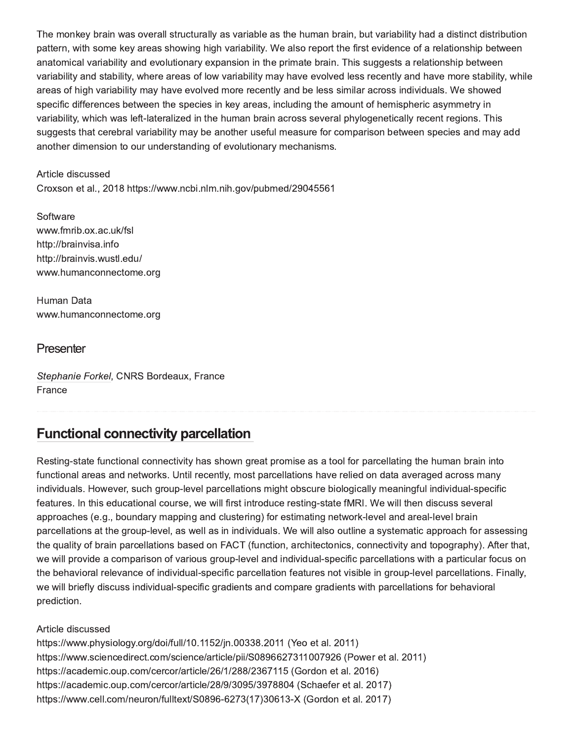The monkey brain was overall structurally as variable as the human brain, but variability had a distinct distribution pattern, with some key areas showing high variability. We also report the first evidence of a relationship between anatomical variability and evolutionary expansion in the primate brain. This suggests a relationship between variability and stability, where areas of low variability may have evolved less recently and have more stability, while areas of high variability may have evolved more recently and be less similar across individuals. We showed specific differences between the species in key areas, including the amount of hemispheric asymmetry in variability, which was left-lateralized in the human brain across several phylogenetically recent regions. This suggests that cerebral variability may be another useful measure for comparison between species and may add another dimension to our understanding of evolutionary mechanisms.

Article discussed
Croxson et al., 2018 https://www.ncbi.nlm.nih.gov/pubmed/29045561

Software
www.fmrib.ox.ac.uk/fsl
http://brainvisa.info
http://brainvis.wustl.edu/
www.humanconnectome.org

Human Data
www.humanconnectome.org

### Presenter

*Stephanie Forkel*, CNRS Bordeaux, France
France

## Functional connectivity parcellation

Resting-state functional connectivity has shown great promise as a tool for parcellating the human brain into functional areas and networks. Until recently, most parcellations have relied on data averaged across many individuals. However, such group-level parcellations might obscure biologically meaningful individual-specific features. In this educational course, we will first introduce resting-state fMRI. We will then discuss several approaches (e.g., boundary mapping and clustering) for estimating network-level and areal-level brain parcellations at the group-level, as well as in individuals. We will also outline a systematic approach for assessing the quality of brain parcellations based on FACT (function, architectonics, connectivity and topography). After that, we will provide a comparison of various group-level and individual-specific parcellations with a particular focus on the behavioral relevance of individual-specific parcellation features not visible in group-level parcellations. Finally, we will briefly discuss individual-specific gradients and compare gradients with parcellations for behavioral prediction.

Article discussed
https://www.physiology.org/doi/full/10.1152/jn.00338.2011 (Yeo et al. 2011)
https://www.sciencedirect.com/science/article/pii/S0896627311007926 (Power et al. 2011)
https://academic.oup.com/cercor/article/26/1/288/2367115 (Gordon et al. 2016)
https://academic.oup.com/cercor/article/28/9/3095/3978804 (Schaefer et al. 2017)
https://www.cell.com/neuron/fulltext/S0896-6273(17)30613-X (Gordon et al. 2017)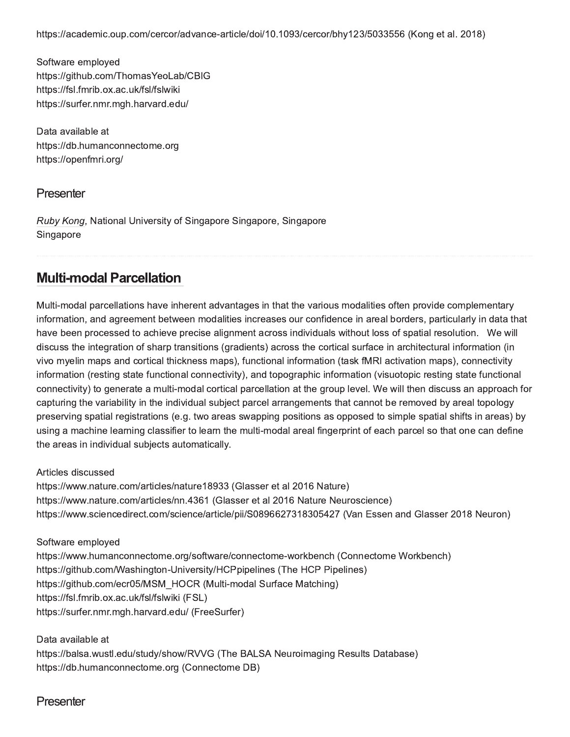https://academic.oup.com/cercor/advance-article/doi/10.1093/cercor/bhy123/5033556 (Kong et al. 2018)

Software employed
https://github.com/ThomasYeoLab/CBIG
https://fsl.fmrib.ox.ac.uk/fsl/fslwiki
https://surfer.nmr.mgh.harvard.edu/

Data available at
https://db.humanconnectome.org
https://openfmri.org/

### Presenter

*Ruby Kong*, National University of Singapore Singapore, Singapore
Singapore

## Multi-modal Parcellation

Multi-modal parcellations have inherent advantages in that the various modalities often provide complementary information, and agreement between modalities increases our confidence in areal borders, particularly in data that have been processed to achieve precise alignment across individuals without loss of spatial resolution. We will discuss the integration of sharp transitions (gradients) across the cortical surface in architectural information (in vivo myelin maps and cortical thickness maps), functional information (task fMRI activation maps), connectivity information (resting state functional connectivity), and topographic information (visuotopic resting state functional connectivity) to generate a multi-modal cortical parcellation at the group level. We will then discuss an approoach for capturing the variability in the individual subject parcel arrangements that cannot be removed by areal topology preserving spatial registrations (e.g. two areas swapping positions as opposed to simple spatial shifts in areas) by using a machine learning classifier to learn the multi-modal areal fingerprint of each parcel so that one can define the areas in individual subjects automatically.

Articles discussed
https://www.nature.com/articles/nature18933 (Glasser et al 2016 Nature)
https://www.nature.com/articles/nn.4361 (Glasser et al 2016 Nature Neuroscience)
https://www.sciencedirect.com/science/article/pii/S0896627318305427 (Van Essen and Glasser 2018 Neuron)

Software employed
https://www.humanconnectome.org/software/connectome-workbench (Connectome Workbench)
https://github.com/Washington-University/HCPpipelines (The HCP Pipelines)
https://github.com/ecr05/MSM_HOCR (Multi-modal Surface Matching)
https://fsl.fmrib.ox.ac.uk/fsl/fslwiki (FSL)
https://surfer.nmr.mgh.harvard.edu/ (FreeSurfer)

Data available at
https://balsa.wustl.edu/study/show/RVVG (The BALSA Neuroimaging Results Database)
https://db.humanconnectome.org (Connectome DB)

### Presenter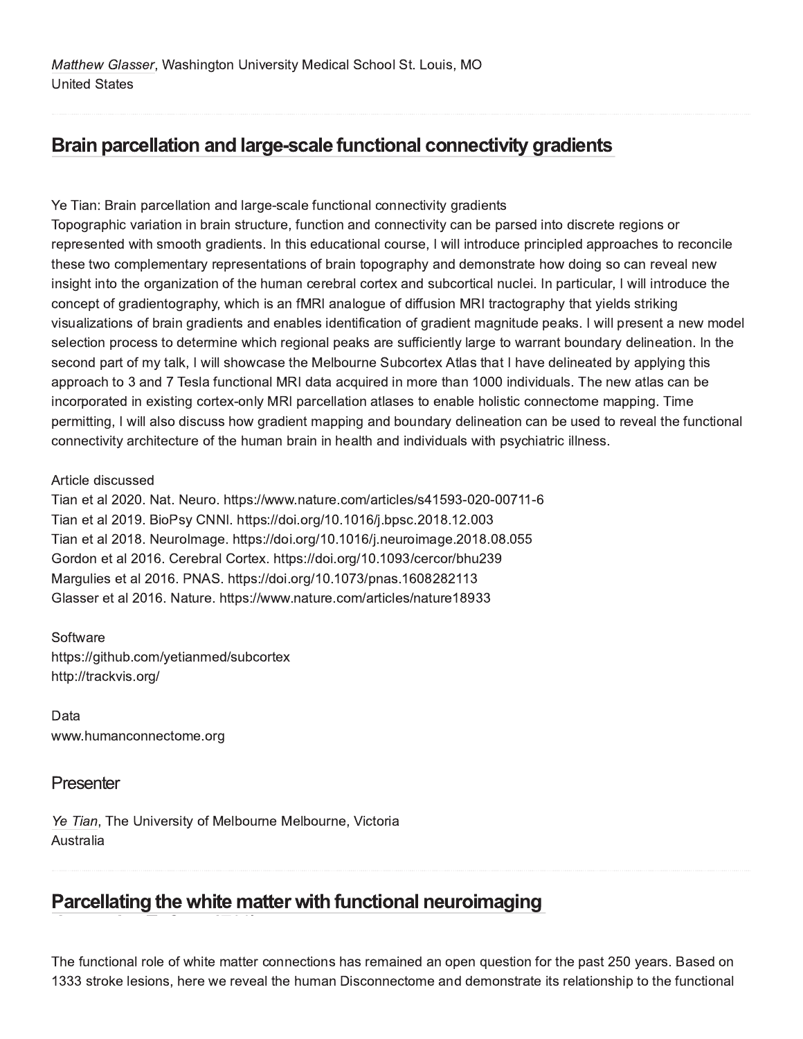*Matthew Glasser*, Washington University Medical School St. Louis, MO
United States

## Brain parcellation and large-scale functional connectivity gradients

Ye Tian: Brain parcellation and large-scale functional connectivity gradients
Topographic variation in brain structure, function and connectivity can be parsed into discrete regions or represented with smooth gradients. In this educational course, I will introduce principled approaches to reconcile these two complementary representations of brain topography and demonstrate how doing so can reveal new insight into the organization of the human cerebral cortex and subcortical nuclei. In particular, I will introduce the concept of gradientography, which is an fMRI analogue of diffusion MRI tractography that yields striking visualizations of brain gradients and enables identification of gradient magnitude peaks. I will present a new model selection process to determine which regional peaks are sufficiently large to warrant boundary delineation. In the second part of my talk, I will showcase the Melbourne Subcortex Atlas that I have delineated by applying this approach to 3 and 7 Tesla functional MRI data acquired in more than 1000 individuals. The new atlas can be incorporated in existing cortex-only MRI parcellation atlases to enable holistic connectome mapping. Time permitting, I will also discuss how gradient mapping and boundary delineation can be used to reveal the functional connectivity architecture of the human brain in health and individuals with psychiatric illness.

Article discussed
Tian et al 2020. Nat. Neuro. https://www.nature.com/articles/s41593-020-00711-6
Tian et al 2019. BioPsy CNNI. https://doi.org/10.1016/j.bpsc.2018.12.003
Tian et al 2018. NeuroImage. https://doi.org/10.1016/j.neuroimage.2018.08.055
Gordon et al 2016. Cerebral Cortex. https://doi.org/10.1093/cercor/bhu239
Margulies et al 2016. PNAS. https://doi.org/10.1073/pnas.1608282113
Glasser et al 2016. Nature. https://www.nature.com/articles/nature18933

Software
https://github.com/yetianmed/subcortex
http://trackvis.org/

Data
www.humanconnectome.org

### Presenter

*Ye Tian*, The University of Melbourne Melbourne, Victoria
Australia

## Parcellating the white matter with functional neuroimaging

The functional role of white matter connections has remained an open question for the past 250 years. Based on 1333 stroke lesions, here we reveal the human Disconnectome and demonstrate its relationship to the functional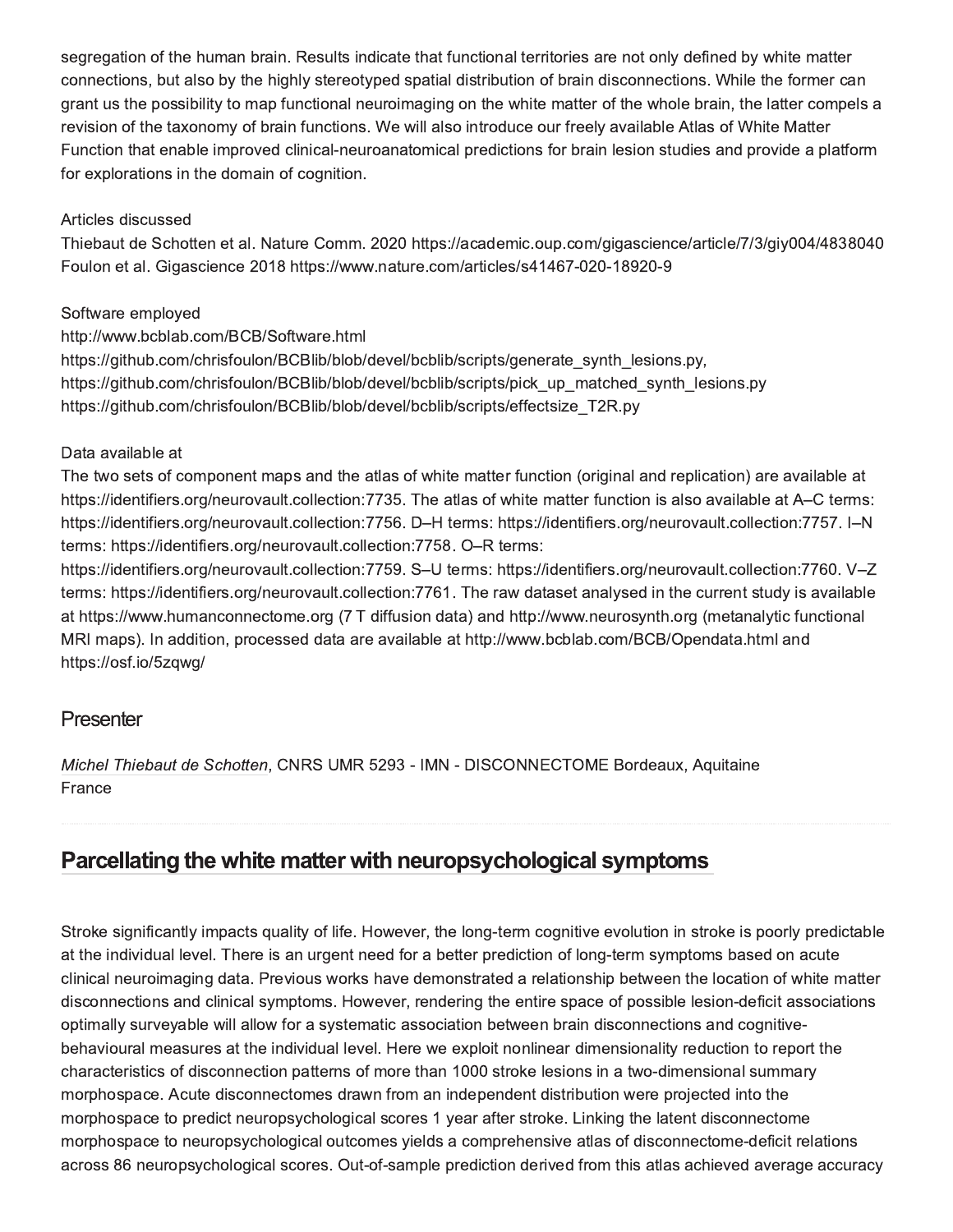segregation of the human brain. Results indicate that functional territories are not only defined by white matter connections, but also by the highly stereotyped spatial distribution of brain disconnections. While the former can grant us the possibility to map functional neuroimaging on the white matter of the whole brain, the latter compels a revision of the taxonomy of brain functions. We will also introduce our freely available Atlas of White Matter Function that enable improved clinical-neuroanatomical predictions for brain lesion studies and provide a platform for explorations in the domain of cognition.

Articles discussed
Thiebaut de Schotten et al. Nature Comm. 2020 https://academic.oup.com/gigascience/article/7/3/giy004/4838040
Foulon et al. Gigascience 2018 https://www.nature.com/articles/s41467-020-18920-9

Software employed
http://www.bcblab.com/BCB/Software.html
https://github.com/chrisfoulon/BCBlib/blob/devel/bcblib/scripts/generate_synth_lesions.py,
https://github.com/chrisfoulon/BCBlib/blob/devel/bcblib/scripts/pick_up_matched_synth_lesions.py
https://github.com/chrisfoulon/BCBlib/blob/devel/bcblib/scripts/effectsize_T2R.py

Data available at
The two sets of component maps and the atlas of white matter function (original and replication) are available at https://identifiers.org/neurovault.collection:7735. The atlas of white matter function is also available at A–C terms: https://identifiers.org/neurovault.collection:7756. D–H terms: https://identifiers.org/neurovault.collection:7757. I–N terms: https://identifiers.org/neurovault.collection:7758. O–R terms: https://identifiers.org/neurovault.collection:7759. S–U terms: https://identifiers.org/neurovault.collection:7760. V–Z terms: https://identifiers.org/neurovault.collection:7761. The raw dataset analysed in the current study is available at https://www.humanconnectome.org (7 T diffusion data) and http://www.neurosynth.org (metanalytic functional MRI maps). In addition, processed data are available at http://www.bcblab.com/BCB/Opendata.html and https://osf.io/5zqwg/

## Presenter

*Michel Thiebaut de Schotten*, CNRS UMR 5293 - IMN - DISCONNECTOME Bordeaux, Aquitaine France

## Parcellating the white matter with neuropsychological symptoms

Stroke significantly impacts quality of life. However, the long-term cognitive evolution in stroke is poorly predictable at the individual level. There is an urgent need for a better prediction of long-term symptoms based on acute clinical neuroimaging data. Previous works have demonstrated a relationship between the location of white matter disconnections and clinical symptoms. However, rendering the entire space of possible lesion-deficit associations optimally surveyable will allow for a systematic association between brain disconnections and cognitive-behavioural measures at the individual level. Here we exploit nonlinear dimensionality reduction to report the characteristics of disconnection patterns of more than 1000 stroke lesions in a two-dimensional summary morphospace. Acute disconnectomes drawn from an independent distribution were projected into the morphospace to predict neuropsychological scores 1 year after stroke. Linking the latent disconnectome morphospace to neuropsychological outcomes yields a comprehensive atlas of disconnectome-deficit relations across 86 neuropsychological scores. Out-of-sample prediction derived from this atlas achieved average accuracy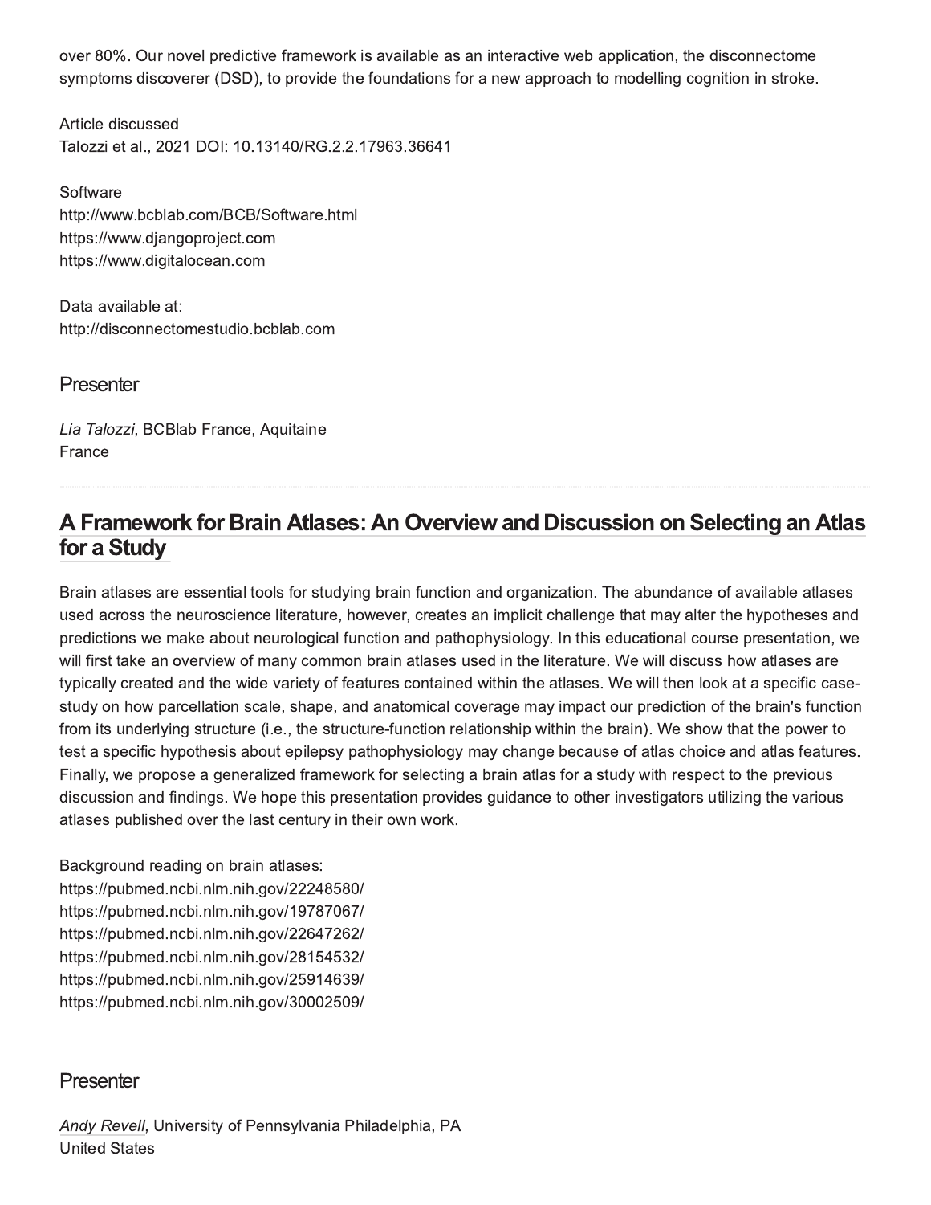over 80%. Our novel predictive framework is available as an interactive web application, the disconnectome symptoms discoverer (DSD), to provide the foundations for a new approach to modelling cognition in stroke.

Article discussed
Talozzi et al., 2021 DOI: 10.13140/RG.2.2.17963.36641

Software
http://www.bcblab.com/BCB/Software.html
https://www.djangoproject.com
https://www.digitalocean.com

Data available at:
http://disconnectomestudio.bcblab.com

### Presenter

*Lia Talozzi*, BCBlab France, Aquitaine
France

## A Framework for Brain Atlases: An Overview and Discussion on Selecting an Atlas for a Study

Brain atlases are essential tools for studying brain function and organization. The abundance of available atlases used across the neuroscience literature, however, creates an implicit challenge that may alter the hypotheses and predictions we make about neurological function and pathophysiology. In this educational course presentation, we will first take an overview of many common brain atlases used in the literature. We will discuss how atlases are typically created and the wide variety of features contained within the atlases. We will then look at a specific case-study on how parcellation scale, shape, and anatomical coverage may impact our prediction of the brain's function from its underlying structure (i.e., the structure-function relationship within the brain). We show that the power to test a specific hypothesis about epilepsy pathophysiology may change because of atlas choice and atlas features. Finally, we propose a generalized framework for selecting a brain atlas for a study with respect to the previous discussion and findings. We hope this presentation provides guidance to other investigators utilizing the various atlases published over the last century in their own work.

Background reading on brain atlases:
https://pubmed.ncbi.nlm.nih.gov/22248580/
https://pubmed.ncbi.nlm.nih.gov/19787067/
https://pubmed.ncbi.nlm.nih.gov/22647262/
https://pubmed.ncbi.nlm.nih.gov/28154532/
https://pubmed.ncbi.nlm.nih.gov/25914639/
https://pubmed.ncbi.nlm.nih.gov/30002509/

### Presenter

*Andy Revell*, University of Pennsylvania Philadelphia, PA
United States